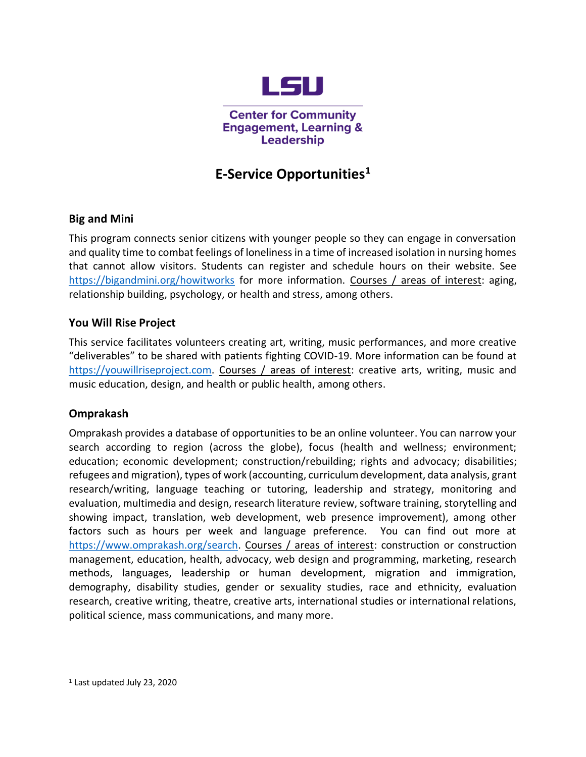LSU

Center for Community Engagement, Learning & Leadership

# E-Service Opportunities[1]

## Big and Mini

This program connects senior citizens with younger people so they can engage in conversation and quality time to combat feelings of loneliness in a time of increased isolation in nursing homes that cannot allow visitors. Students can register and schedule hours on their website. See https://bigandmini.org/howitworks for more information. Courses / areas of interest: aging, relationship building, psychology, or health and stress, among others.

## You Will Rise Project

This service facilitates volunteers creating art, writing, music performances, and more creative "deliverables" to be shared with patients fighting COVID-19. More information can be found at https://youwillriseproject.com. Courses / areas of interest: creative arts, writing, music and music education, design, and health or public health, among others.

## Omprakash

Omprakash provides a database of opportunities to be an online volunteer. You can narrow your search according to region (across the globe), focus (health and wellness; environment; education; economic development; construction/rebuilding; rights and advocacy; disabilities; refugees and migration), types of work (accounting, curriculum development, data analysis, grant research/writing, language teaching or tutoring, leadership and strategy, monitoring and evaluation, multimedia and design, research literature review, software training, storytelling and showing impact, translation, web development, web presence improvement), among other factors such as hours per week and language preference. You can find out more at https://www.omprakash.org/search. Courses / areas of interest: construction or construction management, education, health, advocacy, web design and programming, marketing, research methods, languages, leadership or human development, migration and immigration, demography, disability studies, gender or sexuality studies, race and ethnicity, evaluation research, creative writing, theatre, creative arts, international studies or international relations, political science, mass communications, and many more.

[1] Last updated July 23, 2020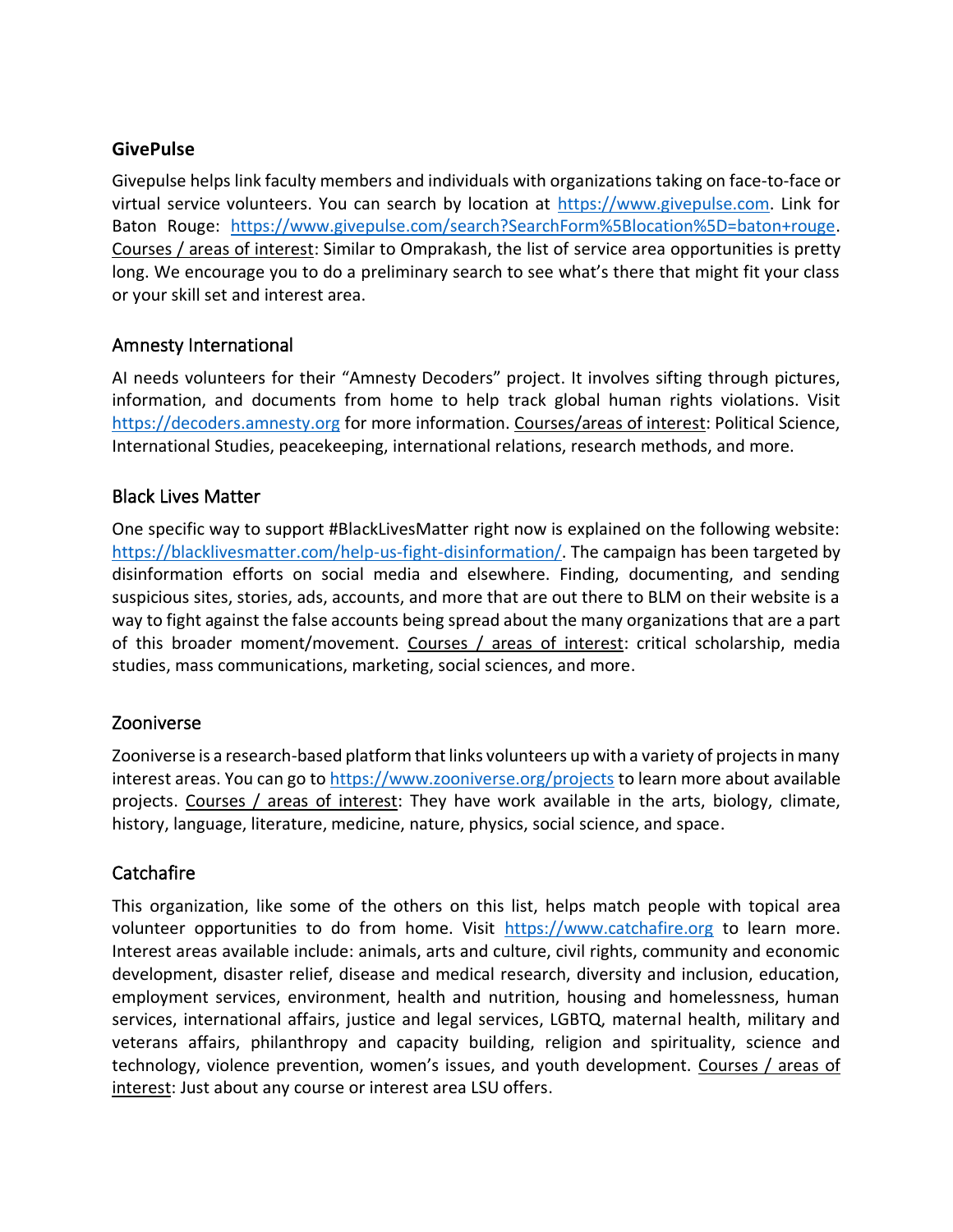### GivePulse

Givepulse helps link faculty members and individuals with organizations taking on face-to-face or virtual service volunteers. You can search by location at https://www.givepulse.com. Link for Baton Rouge: https://www.givepulse.com/search?SearchForm%5Blocation%5D=baton+rouge. Courses / areas of interest: Similar to Omprakash, the list of service area opportunities is pretty long. We encourage you to do a preliminary search to see what's there that might fit your class or your skill set and interest area.

### Amnesty International

AI needs volunteers for their "Amnesty Decoders" project. It involves sifting through pictures, information, and documents from home to help track global human rights violations. Visit https://decoders.amnesty.org for more information. Courses/areas of interest: Political Science, International Studies, peacekeeping, international relations, research methods, and more.

### Black Lives Matter

One specific way to support #BlackLivesMatter right now is explained on the following website: https://blacklivesmatter.com/help-us-fight-disinformation/. The campaign has been targeted by disinformation efforts on social media and elsewhere. Finding, documenting, and sending suspicious sites, stories, ads, accounts, and more that are out there to BLM on their website is a way to fight against the false accounts being spread about the many organizations that are a part of this broader moment/movement. Courses / areas of interest: critical scholarship, media studies, mass communications, marketing, social sciences, and more.

### Zooniverse

Zooniverse is a research-based platform that links volunteers up with a variety of projects in many interest areas. You can go to https://www.zooniverse.org/projects to learn more about available projects. Courses / areas of interest: They have work available in the arts, biology, climate, history, language, literature, medicine, nature, physics, social science, and space.

### Catchafire

This organization, like some of the others on this list, helps match people with topical area volunteer opportunities to do from home. Visit https://www.catchafire.org to learn more. Interest areas available include: animals, arts and culture, civil rights, community and economic development, disaster relief, disease and medical research, diversity and inclusion, education, employment services, environment, health and nutrition, housing and homelessness, human services, international affairs, justice and legal services, LGBTQ, maternal health, military and veterans affairs, philanthropy and capacity building, religion and spirituality, science and technology, violence prevention, women's issues, and youth development. Courses / areas of interest: Just about any course or interest area LSU offers.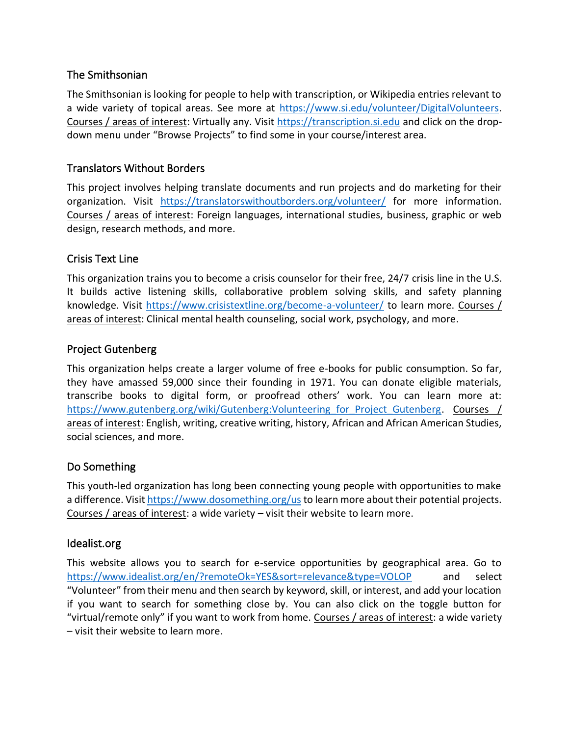## The Smithsonian

The Smithsonian is looking for people to help with transcription, or Wikipedia entries relevant to a wide variety of topical areas. See more at https://www.si.edu/volunteer/DigitalVolunteers. Courses / areas of interest: Virtually any. Visit https://transcription.si.edu and click on the drop-down menu under "Browse Projects" to find some in your course/interest area.

## Translators Without Borders

This project involves helping translate documents and run projects and do marketing for their organization. Visit https://translatorswithoutborders.org/volunteer/ for more information. Courses / areas of interest: Foreign languages, international studies, business, graphic or web design, research methods, and more.

## Crisis Text Line

This organization trains you to become a crisis counselor for their free, 24/7 crisis line in the U.S. It builds active listening skills, collaborative problem solving skills, and safety planning knowledge. Visit https://www.crisistextline.org/become-a-volunteer/ to learn more. Courses / areas of interest: Clinical mental health counseling, social work, psychology, and more.

## Project Gutenberg

This organization helps create a larger volume of free e-books for public consumption. So far, they have amassed 59,000 since their founding in 1971. You can donate eligible materials, transcribe books to digital form, or proofread others' work. You can learn more at: https://www.gutenberg.org/wiki/Gutenberg:Volunteering_for_Project_Gutenberg. Courses / areas of interest: English, writing, creative writing, history, African and African American Studies, social sciences, and more.

## Do Something

This youth-led organization has long been connecting young people with opportunities to make a difference. Visit https://www.dosomething.org/us to learn more about their potential projects. Courses / areas of interest: a wide variety – visit their website to learn more.

## Idealist.org

This website allows you to search for e-service opportunities by geographical area. Go to https://www.idealist.org/en/?remoteOk=YES&sort=relevance&type=VOLOP and select "Volunteer" from their menu and then search by keyword, skill, or interest, and add your location if you want to search for something close by. You can also click on the toggle button for "virtual/remote only" if you want to work from home. Courses / areas of interest: a wide variety – visit their website to learn more.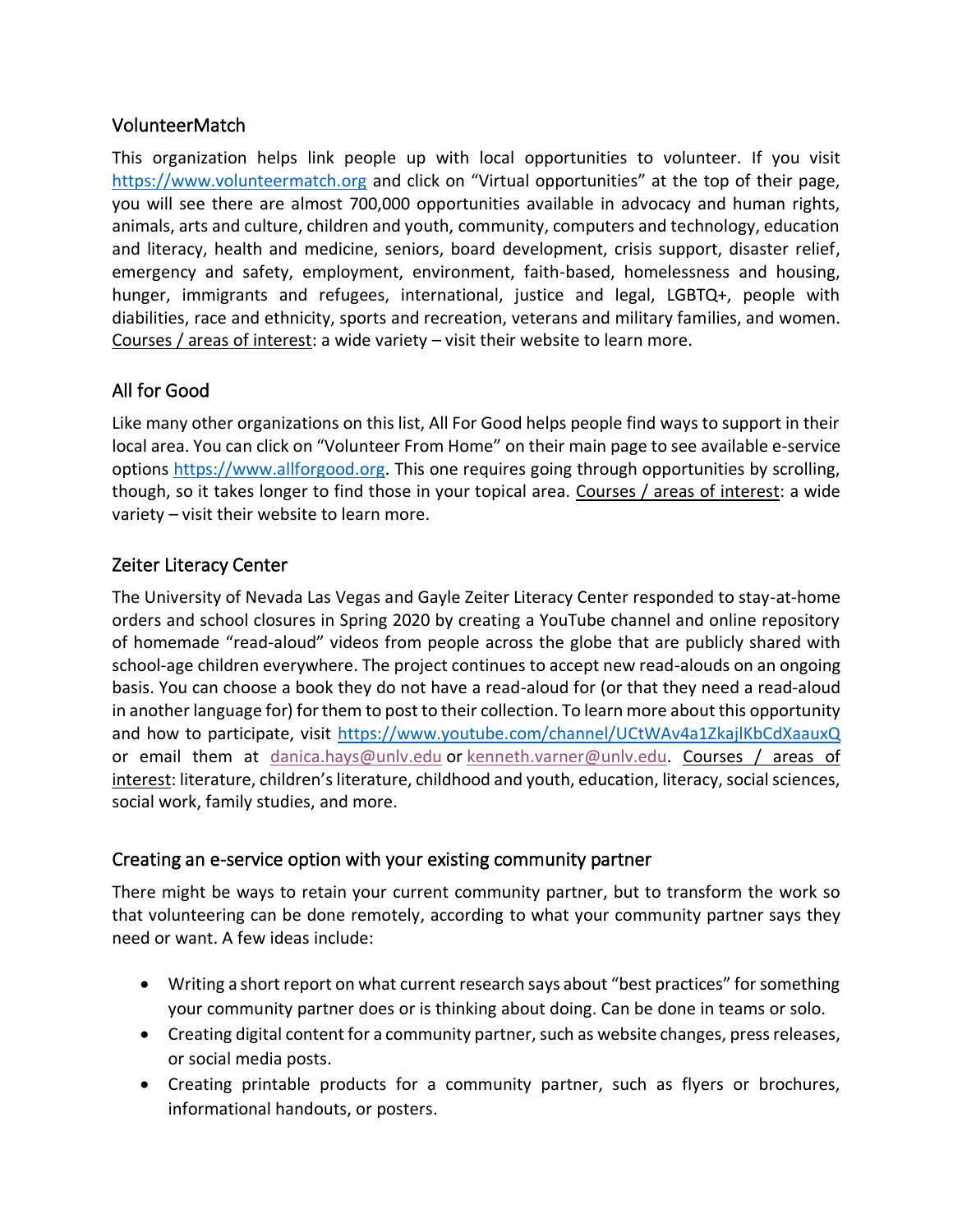## VolunteerMatch

This organization helps link people up with local opportunities to volunteer. If you visit https://www.volunteermatch.org and click on "Virtual opportunities" at the top of their page, you will see there are almost 700,000 opportunities available in advocacy and human rights, animals, arts and culture, children and youth, community, computers and technology, education and literacy, health and medicine, seniors, board development, crisis support, disaster relief, emergency and safety, employment, environment, faith-based, homelessness and housing, hunger, immigrants and refugees, international, justice and legal, LGBTQ+, people with diabilities, race and ethnicity, sports and recreation, veterans and military families, and women. Courses / areas of interest: a wide variety – visit their website to learn more.

## All for Good

Like many other organizations on this list, All For Good helps people find ways to support in their local area. You can click on "Volunteer From Home" on their main page to see available e-service options https://www.allforgood.org. This one requires going through opportunities by scrolling, though, so it takes longer to find those in your topical area. Courses / areas of interest: a wide variety – visit their website to learn more.

## Zeiter Literacy Center

The University of Nevada Las Vegas and Gayle Zeiter Literacy Center responded to stay-at-home orders and school closures in Spring 2020 by creating a YouTube channel and online repository of homemade "read-aloud" videos from people across the globe that are publicly shared with school-age children everywhere. The project continues to accept new read-alouds on an ongoing basis. You can choose a book they do not have a read-aloud for (or that they need a read-aloud in another language for) for them to post to their collection. To learn more about this opportunity and how to participate, visit https://www.youtube.com/channel/UCtWAv4a1ZkajlKbCdXaauxQ or email them at danica.hays@unlv.edu or kenneth.varner@unlv.edu. Courses / areas of interest: literature, children's literature, childhood and youth, education, literacy, social sciences, social work, family studies, and more.

## Creating an e-service option with your existing community partner

There might be ways to retain your current community partner, but to transform the work so that volunteering can be done remotely, according to what your community partner says they need or want. A few ideas include:

- Writing a short report on what current research says about "best practices" for something your community partner does or is thinking about doing. Can be done in teams or solo.
- Creating digital content for a community partner, such as website changes, press releases, or social media posts.
- Creating printable products for a community partner, such as flyers or brochures, informational handouts, or posters.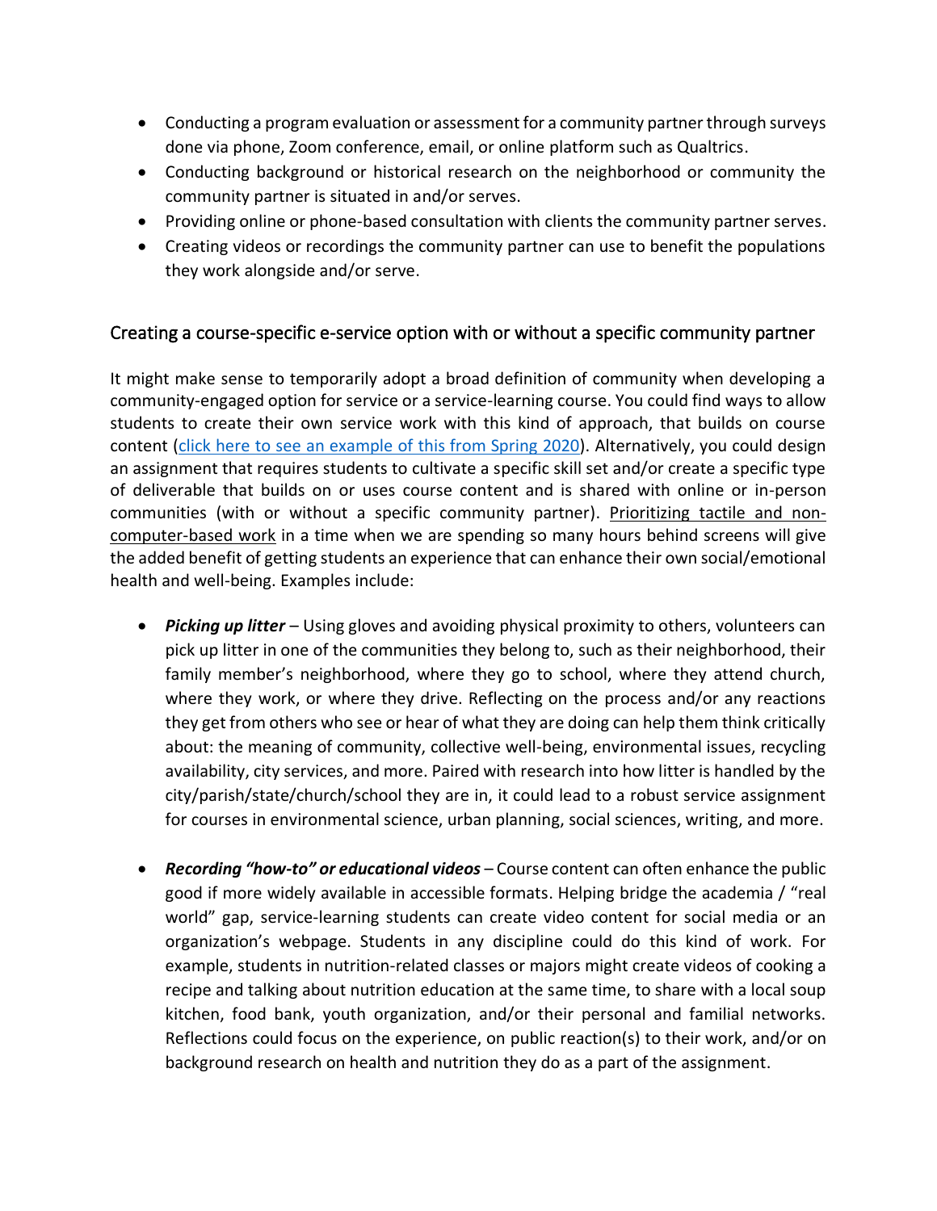- Conducting a program evaluation or assessment for a community partner through surveys done via phone, Zoom conference, email, or online platform such as Qualtrics.
- Conducting background or historical research on the neighborhood or community the community partner is situated in and/or serves.
- Providing online or phone-based consultation with clients the community partner serves.
- Creating videos or recordings the community partner can use to benefit the populations they work alongside and/or serve.

## Creating a course-specific e-service option with or without a specific community partner

It might make sense to temporarily adopt a broad definition of community when developing a community-engaged option for service or a service-learning course. You could find ways to allow students to create their own service work with this kind of approach, that builds on course content (click here to see an example of this from Spring 2020). Alternatively, you could design an assignment that requires students to cultivate a specific skill set and/or create a specific type of deliverable that builds on or uses course content and is shared with online or in-person communities (with or without a specific community partner). Prioritizing tactile and non-computer-based work in a time when we are spending so many hours behind screens will give the added benefit of getting students an experience that can enhance their own social/emotional health and well-being. Examples include:

- ***Picking up litter*** – Using gloves and avoiding physical proximity to others, volunteers can pick up litter in one of the communities they belong to, such as their neighborhood, their family member's neighborhood, where they go to school, where they attend church, where they work, or where they drive. Reflecting on the process and/or any reactions they get from others who see or hear of what they are doing can help them think critically about: the meaning of community, collective well-being, environmental issues, recycling availability, city services, and more. Paired with research into how litter is handled by the city/parish/state/church/school they are in, it could lead to a robust service assignment for courses in environmental science, urban planning, social sciences, writing, and more.

- ***Recording "how-to" or educational videos*** – Course content can often enhance the public good if more widely available in accessible formats. Helping bridge the academia / "real world" gap, service-learning students can create video content for social media or an organization's webpage. Students in any discipline could do this kind of work. For example, students in nutrition-related classes or majors might create videos of cooking a recipe and talking about nutrition education at the same time, to share with a local soup kitchen, food bank, youth organization, and/or their personal and familial networks. Reflections could focus on the experience, on public reaction(s) to their work, and/or on background research on health and nutrition they do as a part of the assignment.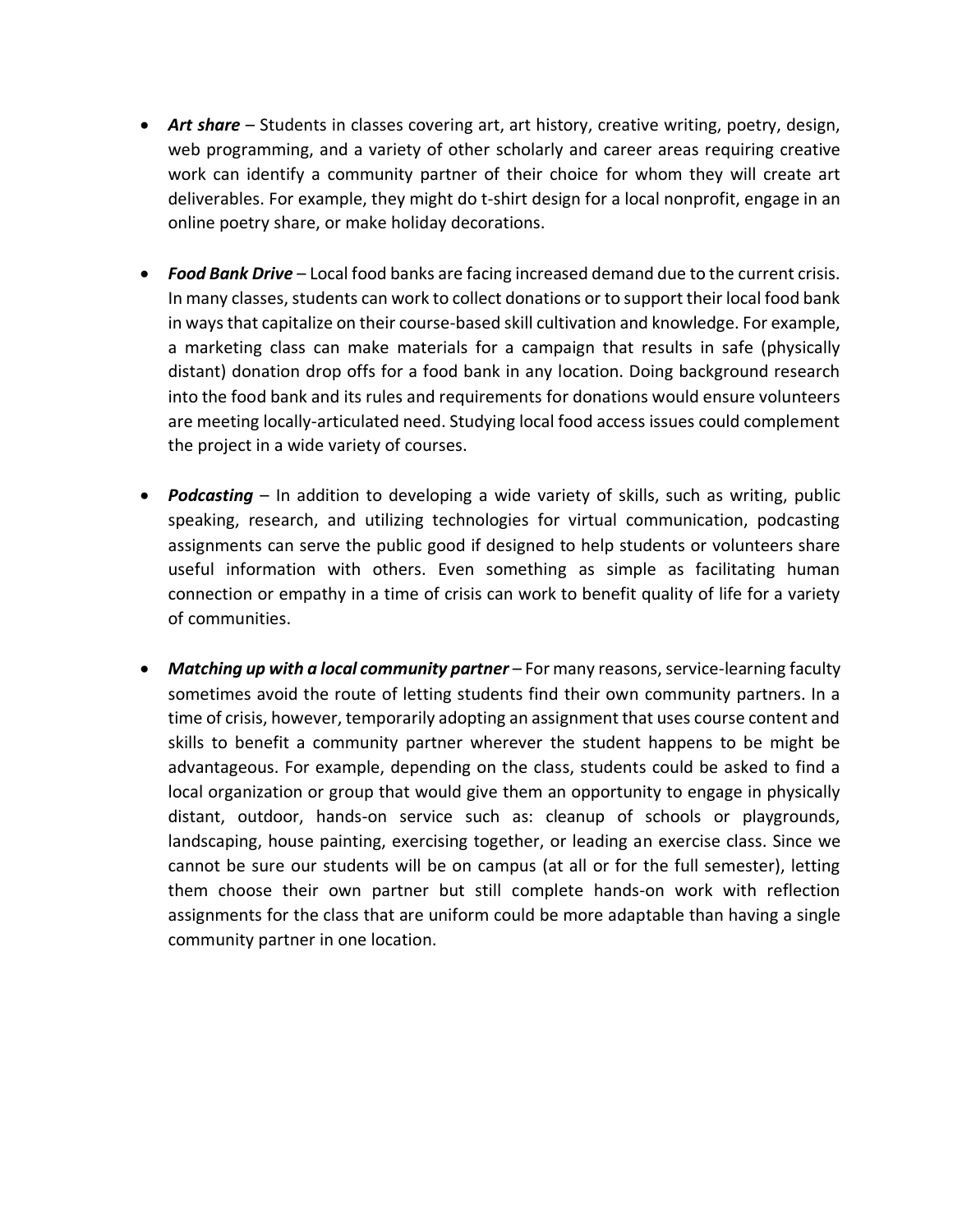- ***Art share*** – Students in classes covering art, art history, creative writing, poetry, design, web programming, and a variety of other scholarly and career areas requiring creative work can identify a community partner of their choice for whom they will create art deliverables. For example, they might do t-shirt design for a local nonprofit, engage in an online poetry share, or make holiday decorations.

- ***Food Bank Drive*** – Local food banks are facing increased demand due to the current crisis. In many classes, students can work to collect donations or to support their local food bank in ways that capitalize on their course-based skill cultivation and knowledge. For example, a marketing class can make materials for a campaign that results in safe (physically distant) donation drop offs for a food bank in any location. Doing background research into the food bank and its rules and requirements for donations would ensure volunteers are meeting locally-articulated need. Studying local food access issues could complement the project in a wide variety of courses.

- ***Podcasting*** – In addition to developing a wide variety of skills, such as writing, public speaking, research, and utilizing technologies for virtual communication, podcasting assignments can serve the public good if designed to help students or volunteers share useful information with others. Even something as simple as facilitating human connection or empathy in a time of crisis can work to benefit quality of life for a variety of communities.

- ***Matching up with a local community partner*** – For many reasons, service-learning faculty sometimes avoid the route of letting students find their own community partners. In a time of crisis, however, temporarily adopting an assignment that uses course content and skills to benefit a community partner wherever the student happens to be might be advantageous. For example, depending on the class, students could be asked to find a local organization or group that would give them an opportunity to engage in physically distant, outdoor, hands-on service such as: cleanup of schools or playgrounds, landscaping, house painting, exercising together, or leading an exercise class. Since we cannot be sure our students will be on campus (at all or for the full semester), letting them choose their own partner but still complete hands-on work with reflection assignments for the class that are uniform could be more adaptable than having a single community partner in one location.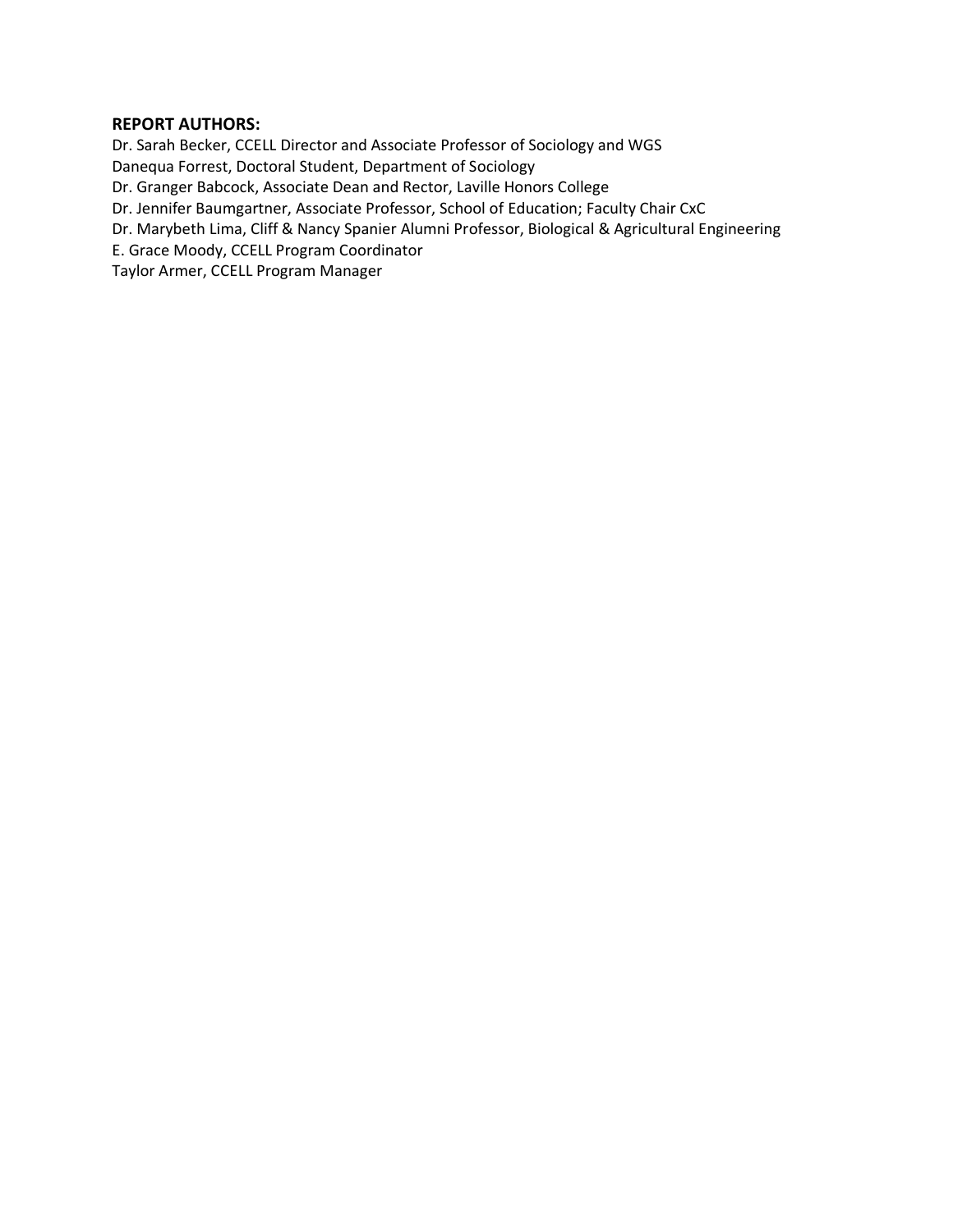**REPORT AUTHORS:**

Dr. Sarah Becker, CCELL Director and Associate Professor of Sociology and WGS
Danequa Forrest, Doctoral Student, Department of Sociology
Dr. Granger Babcock, Associate Dean and Rector, Laville Honors College
Dr. Jennifer Baumgartner, Associate Professor, School of Education; Faculty Chair CxC
Dr. Marybeth Lima, Cliff & Nancy Spanier Alumni Professor, Biological & Agricultural Engineering
E. Grace Moody, CCELL Program Coordinator
Taylor Armer, CCELL Program Manager